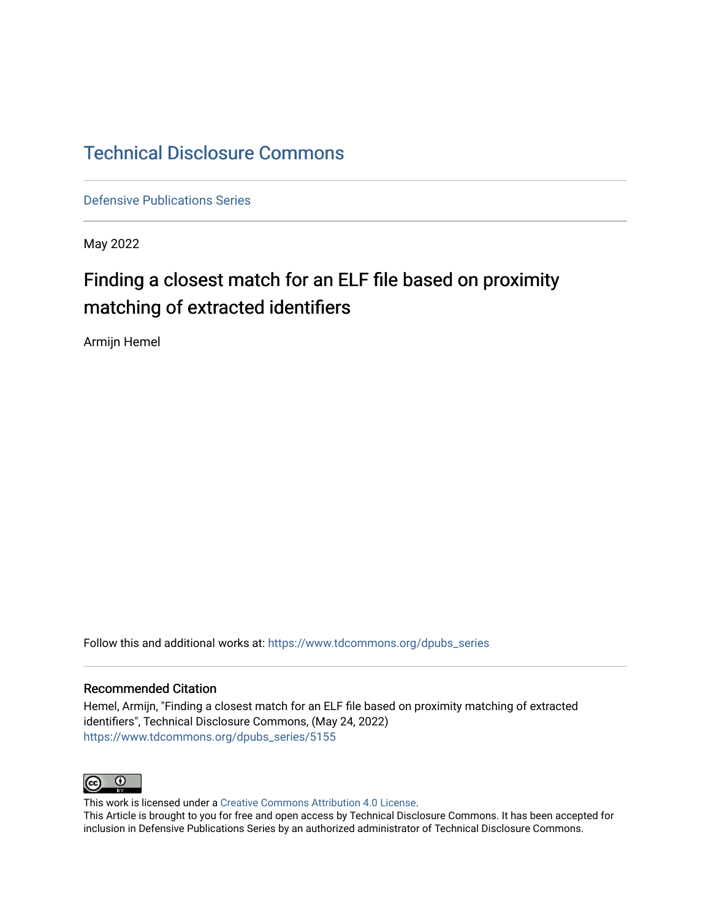Technical Disclosure Commons

Defensive Publications Series

May 2022

# Finding a closest match for an ELF file based on proximity matching of extracted identifiers

Armijn Hemel

Follow this and additional works at: https://www.tdcommons.org/dpubs_series

## Recommended Citation

Hemel, Armijn, "Finding a closest match for an ELF file based on proximity matching of extracted identifiers", Technical Disclosure Commons, (May 24, 2022)
https://www.tdcommons.org/dpubs_series/5155

This work is licensed under a Creative Commons Attribution 4.0 License.
This Article is brought to you for free and open access by Technical Disclosure Commons. It has been accepted for inclusion in Defensive Publications Series by an authorized administrator of Technical Disclosure Commons.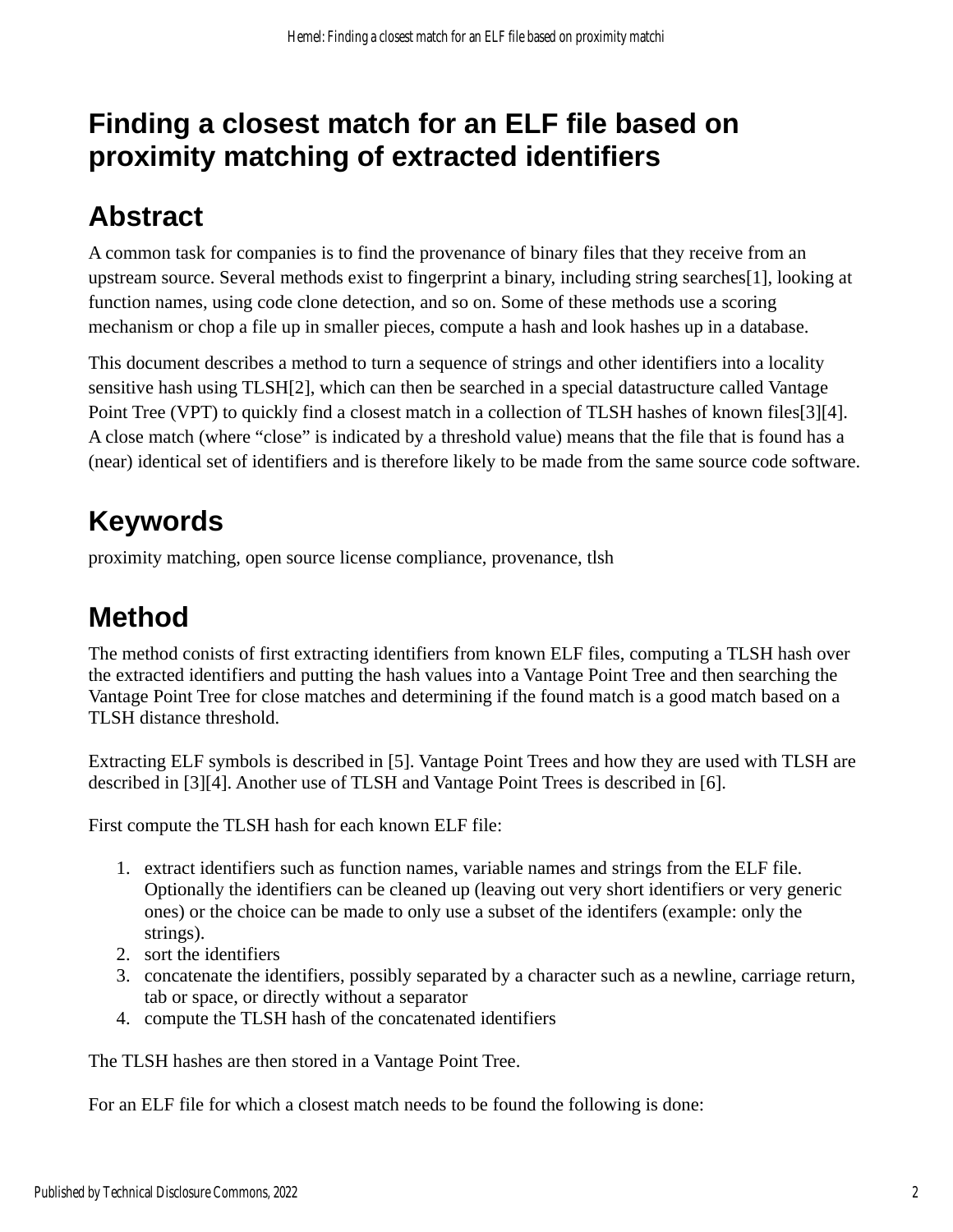# Finding a closest match for an ELF file based on proximity matching of extracted identifiers

## Abstract

A common task for companies is to find the provenance of binary files that they receive from an upstream source. Several methods exist to fingerprint a binary, including string searches[1], looking at function names, using code clone detection, and so on. Some of these methods use a scoring mechanism or chop a file up in smaller pieces, compute a hash and look hashes up in a database.

This document describes a method to turn a sequence of strings and other identifiers into a locality sensitive hash using TLSH[2], which can then be searched in a special datastructure called Vantage Point Tree (VPT) to quickly find a closest match in a collection of TLSH hashes of known files[3][4]. A close match (where "close" is indicated by a threshold value) means that the file that is found has a (near) identical set of identifiers and is therefore likely to be made from the same source code software.

## Keywords

proximity matching, open source license compliance, provenance, tlsh

## Method

The method conists of first extracting identifiers from known ELF files, computing a TLSH hash over the extracted identifiers and putting the hash values into a Vantage Point Tree and then searching the Vantage Point Tree for close matches and determining if the found match is a good match based on a TLSH distance threshold.

Extracting ELF symbols is described in [5]. Vantage Point Trees and how they are used with TLSH are described in [3][4]. Another use of TLSH and Vantage Point Trees is described in [6].

First compute the TLSH hash for each known ELF file:

1. extract identifiers such as function names, variable names and strings from the ELF file. Optionally the identifiers can be cleaned up (leaving out very short identifiers or very generic ones) or the choice can be made to only use a subset of the identifers (example: only the strings).
2. sort the identifiers
3. concatenate the identifiers, possibly separated by a character such as a newline, carriage return, tab or space, or directly without a separator
4. compute the TLSH hash of the concatenated identifiers

The TLSH hashes are then stored in a Vantage Point Tree.

For an ELF file for which a closest match needs to be found the following is done: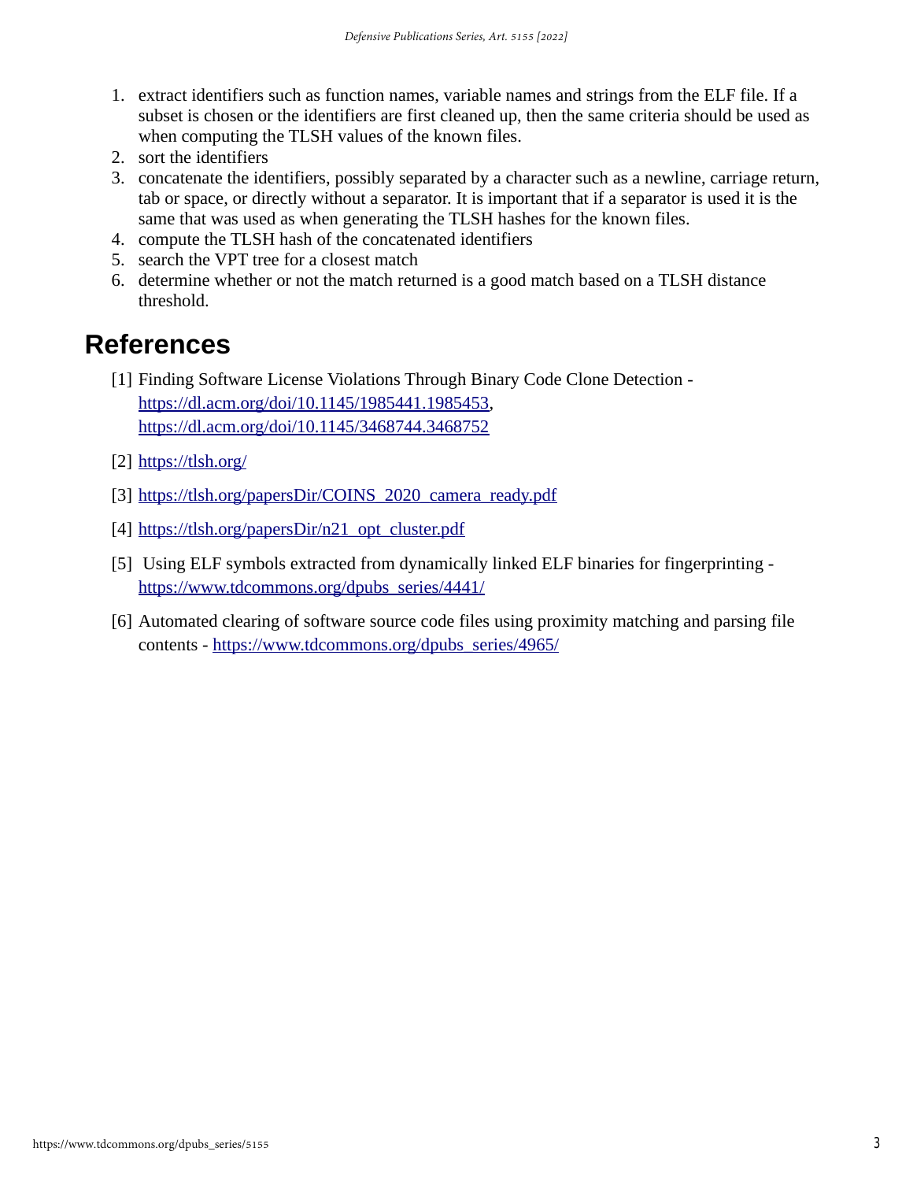1. extract identifiers such as function names, variable names and strings from the ELF file. If a subset is chosen or the identifiers are first cleaned up, then the same criteria should be used as when computing the TLSH values of the known files.
2. sort the identifiers
3. concatenate the identifiers, possibly separated by a character such as a newline, carriage return, tab or space, or directly without a separator. It is important that if a separator is used it is the same that was used as when generating the TLSH hashes for the known files.
4. compute the TLSH hash of the concatenated identifiers
5. search the VPT tree for a closest match
6. determine whether or not the match returned is a good match based on a TLSH distance threshold.

## References

[1] Finding Software License Violations Through Binary Code Clone Detection - https://dl.acm.org/doi/10.1145/1985441.1985453, https://dl.acm.org/doi/10.1145/3468744.3468752

[2] https://tlsh.org/

[3] https://tlsh.org/papersDir/COINS_2020_camera_ready.pdf

[4] https://tlsh.org/papersDir/n21_opt_cluster.pdf

[5] Using ELF symbols extracted from dynamically linked ELF binaries for fingerprinting - https://www.tdcommons.org/dpubs_series/4441/

[6] Automated clearing of software source code files using proximity matching and parsing file contents - https://www.tdcommons.org/dpubs_series/4965/